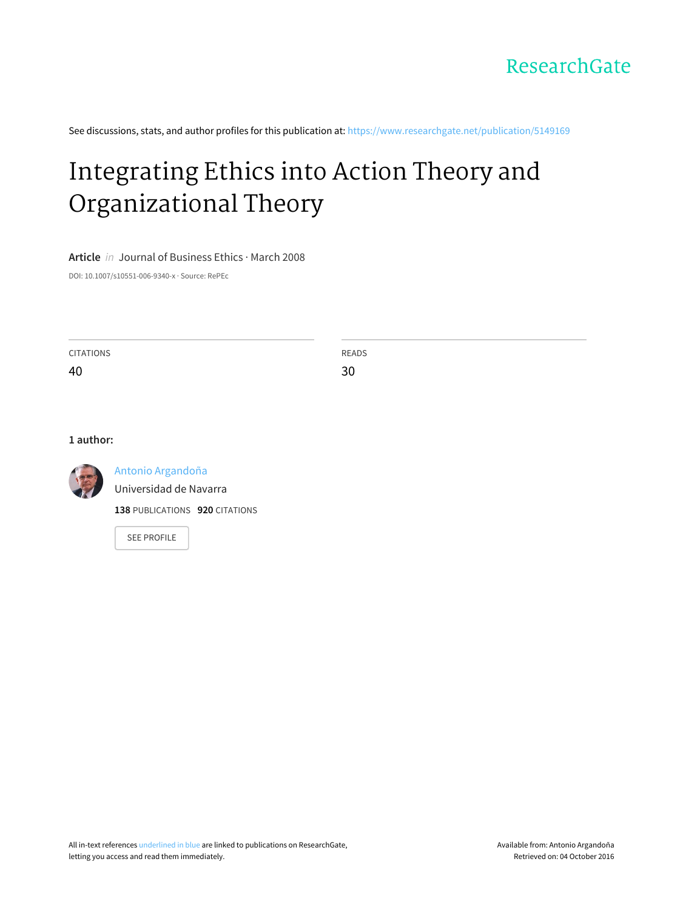ResearchGate

See discussions, stats, and author profiles for this publication at: https://www.researchgate.net/publication/5149169

# Integrating Ethics into Action Theory and Organizational Theory

**Article** *in* Journal of Business Ethics · March 2008

DOI: 10.1007/s10551-006-9340-x · Source: RePEc

| | |
|---|---|
| CITATIONS | READS |
| 40 | 30 |

**1 author:**

Antonio Argandoña
Universidad de Navarra
**138** PUBLICATIONS **920** CITATIONS

SEE PROFILE

All in-text references underlined in blue are linked to publications on ResearchGate, letting you access and read them immediately.

Available from: Antonio Argandoña
Retrieved on: 04 October 2016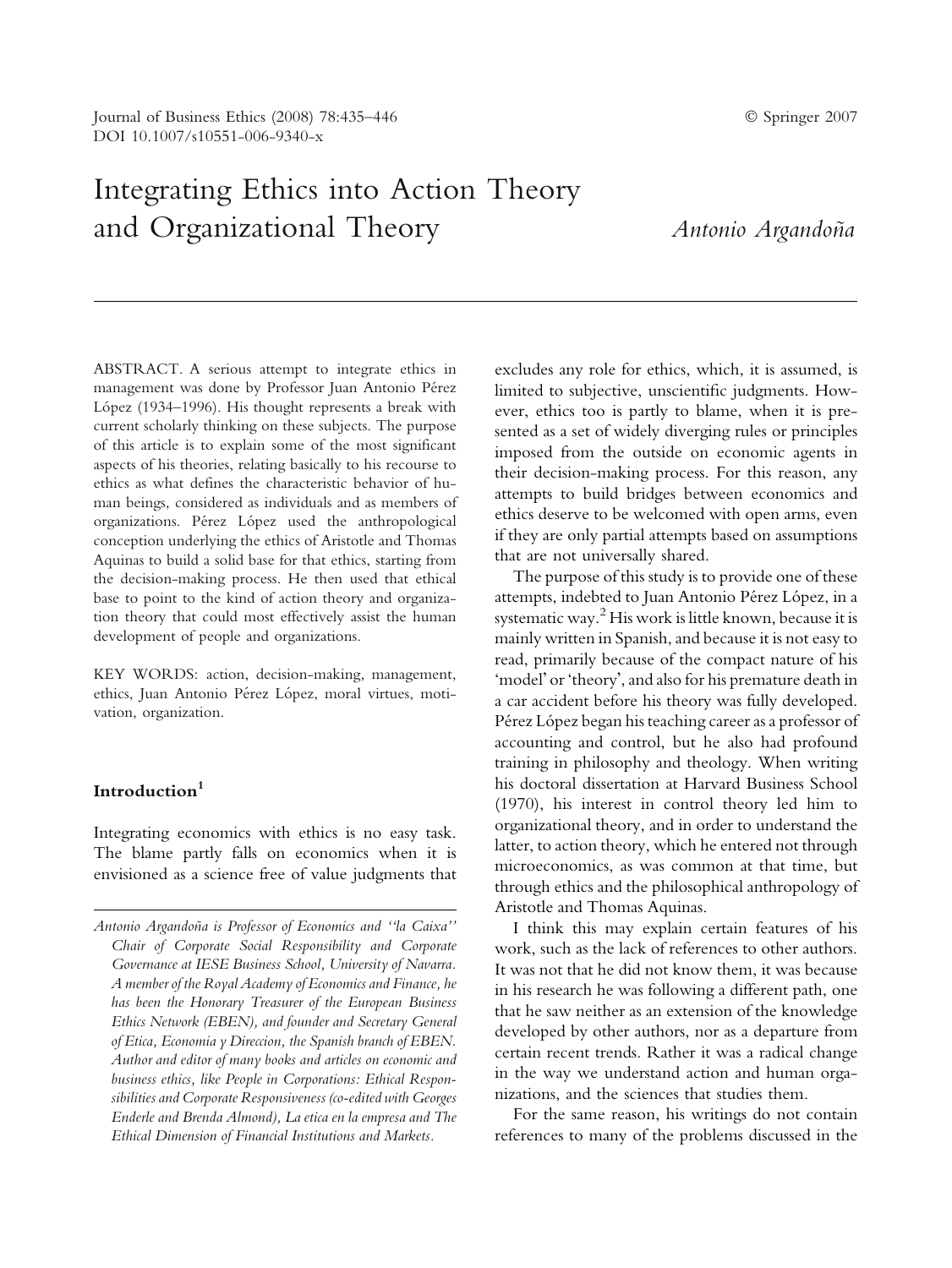# Integrating Ethics into Action Theory and Organizational Theory

*Antonio Argandoña*

ABSTRACT. A serious attempt to integrate ethics in management was done by Professor Juan Antonio Pérez López (1934–1996). His thought represents a break with current scholarly thinking on these subjects. The purpose of this article is to explain some of the most significant aspects of his theories, relating basically to his recourse to ethics as what defines the characteristic behavior of human beings, considered as individuals and as members of organizations. Pérez López used the anthropological conception underlying the ethics of Aristotle and Thomas Aquinas to build a solid base for that ethics, starting from the decision-making process. He then used that ethical base to point to the kind of action theory and organization theory that could most effectively assist the human development of people and organizations.

KEY WORDS: action, decision-making, management, ethics, Juan Antonio Pérez López, moral virtues, motivation, organization.

## Introduction[1]

Integrating economics with ethics is no easy task. The blame partly falls on economics when it is envisioned as a science free of value judgments that excludes any role for ethics, which, it is assumed, is limited to subjective, unscientific judgments. However, ethics too is partly to blame, when it is presented as a set of widely diverging rules or principles imposed from the outside on economic agents in their decision-making process. For this reason, any attempts to build bridges between economics and ethics deserve to be welcomed with open arms, even if they are only partial attempts based on assumptions that are not universally shared.

The purpose of this study is to provide one of these attempts, indebted to Juan Antonio Pérez López, in a systematic way.[2] His work is little known, because it is mainly written in Spanish, and because it is not easy to read, primarily because of the compact nature of his 'model' or 'theory', and also for his premature death in a car accident before his theory was fully developed. Pérez López began his teaching career as a professor of accounting and control, but he also had profound training in philosophy and theology. When writing his doctoral dissertation at Harvard Business School (1970), his interest in control theory led him to organizational theory, and in order to understand the latter, to action theory, which he entered not through microeconomics, as was common at that time, but through ethics and the philosophical anthropology of Aristotle and Thomas Aquinas.

I think this may explain certain features of his work, such as the lack of references to other authors. It was not that he did not know them, it was because in his research he was following a different path, one that he saw neither as an extension of the knowledge developed by other authors, nor as a departure from certain recent trends. Rather it was a radical change in the way we understand action and human organizations, and the sciences that studies them.

For the same reason, his writings do not contain references to many of the problems discussed in the

*Antonio Argandoña is Professor of Economics and ''la Caixa'' Chair of Corporate Social Responsibility and Corporate Governance at IESE Business School, University of Navarra. A member of the Royal Academy of Economics and Finance, he has been the Honorary Treasurer of the European Business Ethics Network (EBEN), and founder and Secretary General of Etica, Economia y Direccion, the Spanish branch of EBEN. Author and editor of many books and articles on economic and business ethics, like People in Corporations: Ethical Responsibilities and Corporate Responsiveness (co-edited with Georges Enderle and Brenda Almond), La etica en la empresa and The Ethical Dimension of Financial Institutions and Markets.*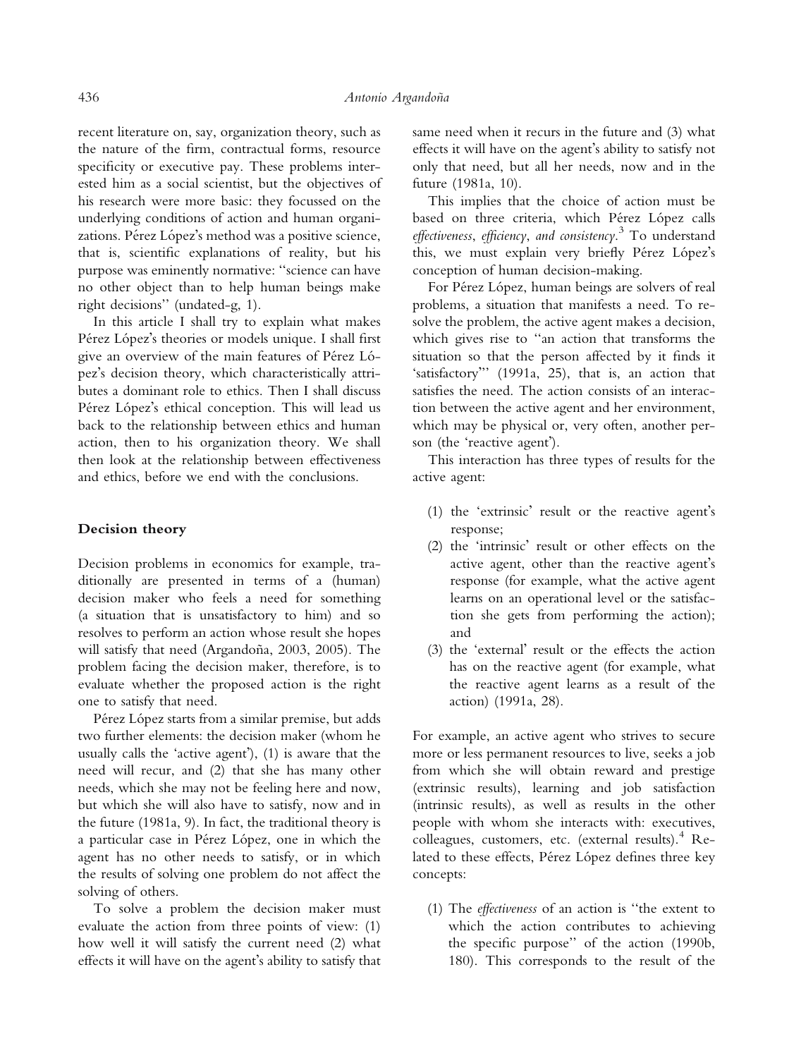recent literature on, say, organization theory, such as the nature of the firm, contractual forms, resource specificity or executive pay. These problems interested him as a social scientist, but the objectives of his research were more basic: they focussed on the underlying conditions of action and human organizations. Pérez López's method was a positive science, that is, scientific explanations of reality, but his purpose was eminently normative: ''science can have no other object than to help human beings make right decisions'' (undated-g, 1).

In this article I shall try to explain what makes Pérez López's theories or models unique. I shall first give an overview of the main features of Pérez López's decision theory, which characteristically attributes a dominant role to ethics. Then I shall discuss Pérez López's ethical conception. This will lead us back to the relationship between ethics and human action, then to his organization theory. We shall then look at the relationship between effectiveness and ethics, before we end with the conclusions.

## Decision theory

Decision problems in economics for example, traditionally are presented in terms of a (human) decision maker who feels a need for something (a situation that is unsatisfactory to him) and so resolves to perform an action whose result she hopes will satisfy that need (Argandoña, 2003, 2005). The problem facing the decision maker, therefore, is to evaluate whether the proposed action is the right one to satisfy that need.

Pérez López starts from a similar premise, but adds two further elements: the decision maker (whom he usually calls the 'active agent'), (1) is aware that the need will recur, and (2) that she has many other needs, which she may not be feeling here and now, but which she will also have to satisfy, now and in the future (1981a, 9). In fact, the traditional theory is a particular case in Pérez López, one in which the agent has no other needs to satisfy, or in which the results of solving one problem do not affect the solving of others.

To solve a problem the decision maker must evaluate the action from three points of view: (1) how well it will satisfy the current need (2) what effects it will have on the agent's ability to satisfy that same need when it recurs in the future and (3) what effects it will have on the agent's ability to satisfy not only that need, but all her needs, now and in the future (1981a, 10).

This implies that the choice of action must be based on three criteria, which Pérez López calls *effectiveness*, *efficiency*, *and consistency*.[3] To understand this, we must explain very briefly Pérez López's conception of human decision-making.

For Pérez López, human beings are solvers of real problems, a situation that manifests a need. To resolve the problem, the active agent makes a decision, which gives rise to ''an action that transforms the situation so that the person affected by it finds it 'satisfactory''' (1991a, 25), that is, an action that satisfies the need. The action consists of an interaction between the active agent and her environment, which may be physical or, very often, another person (the 'reactive agent').

This interaction has three types of results for the active agent:

(1) the 'extrinsic' result or the reactive agent's response;
(2) the 'intrinsic' result or other effects on the active agent, other than the reactive agent's response (for example, what the active agent learns on an operational level or the satisfaction she gets from performing the action); and
(3) the 'external' result or the effects the action has on the reactive agent (for example, what the reactive agent learns as a result of the action) (1991a, 28).

For example, an active agent who strives to secure more or less permanent resources to live, seeks a job from which she will obtain reward and prestige (extrinsic results), learning and job satisfaction (intrinsic results), as well as results in the other people with whom she interacts with: executives, colleagues, customers, etc. (external results).[4] Related to these effects, Pérez López defines three key concepts:

(1) The *effectiveness* of an action is ''the extent to which the action contributes to achieving the specific purpose'' of the action (1990b, 180). This corresponds to the result of the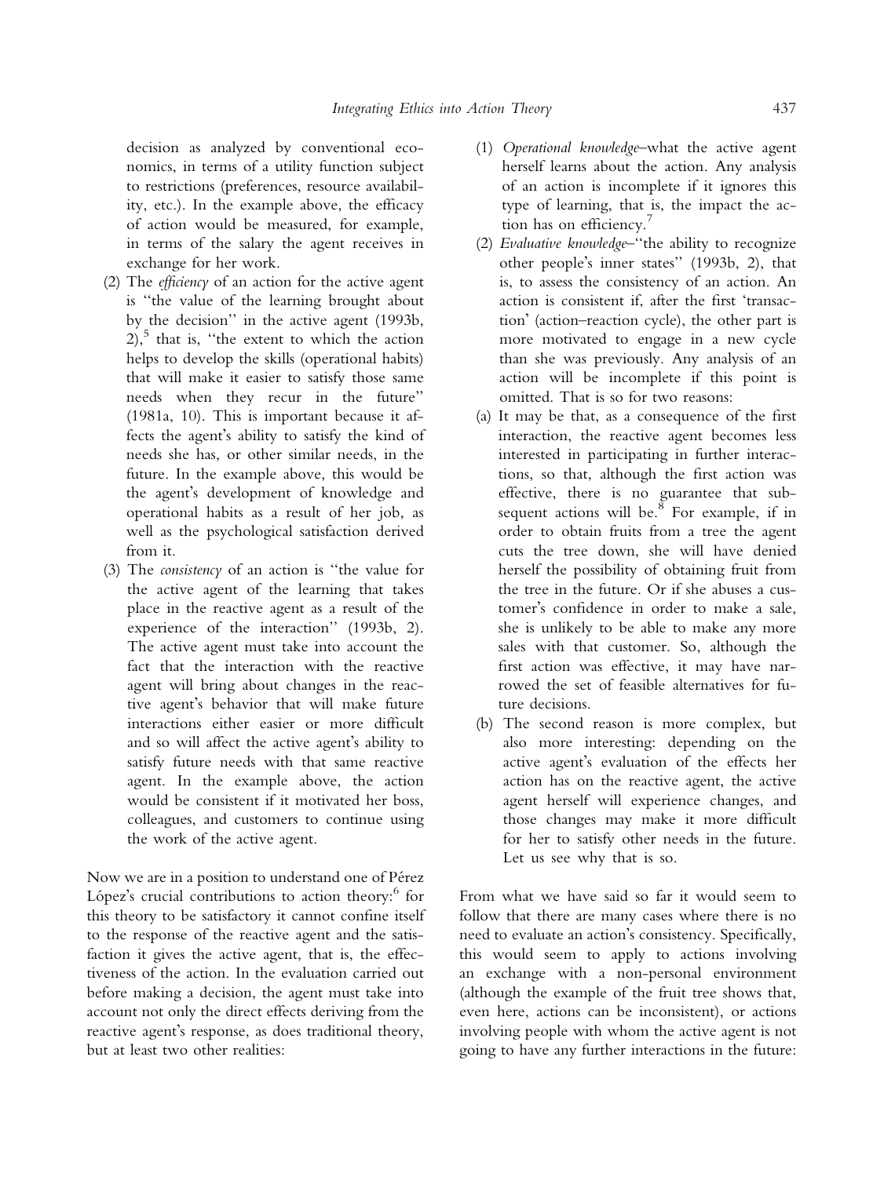decision as analyzed by conventional economics, in terms of a utility function subject to restrictions (preferences, resource availability, etc.). In the example above, the efficacy of action would be measured, for example, in terms of the salary the agent receives in exchange for her work.

(2) The *efficiency* of an action for the active agent is "the value of the learning brought about by the decision" in the active agent (1993b, 2),[5] that is, "the extent to which the action helps to develop the skills (operational habits) that will make it easier to satisfy those same needs when they recur in the future" (1981a, 10). This is important because it affects the agent's ability to satisfy the kind of needs she has, or other similar needs, in the future. In the example above, this would be the agent's development of knowledge and operational habits as a result of her job, as well as the psychological satisfaction derived from it.

(3) The *consistency* of an action is "the value for the active agent of the learning that takes place in the reactive agent as a result of the experience of the interaction" (1993b, 2). The active agent must take into account the fact that the interaction with the reactive agent will bring about changes in the reactive agent's behavior that will make future interactions either easier or more difficult and so will affect the active agent's ability to satisfy future needs with that same reactive agent. In the example above, the action would be consistent if it motivated her boss, colleagues, and customers to continue using the work of the active agent.

Now we are in a position to understand one of Pérez López's crucial contributions to action theory:[6] for this theory to be satisfactory it cannot confine itself to the response of the reactive agent and the satisfaction it gives the active agent, that is, the effectiveness of the action. In the evaluation carried out before making a decision, the agent must take into account not only the direct effects deriving from the reactive agent's response, as does traditional theory, but at least two other realities:

(1) *Operational knowledge*–what the active agent herself learns about the action. Any analysis of an action is incomplete if it ignores this type of learning, that is, the impact the action has on efficiency.[7]

(2) *Evaluative knowledge*–"the ability to recognize other people's inner states" (1993b, 2), that is, to assess the consistency of an action. An action is consistent if, after the first 'transaction' (action–reaction cycle), the other part is more motivated to engage in a new cycle than she was previously. Any analysis of an action will be incomplete if this point is omitted. That is so for two reasons:

(a) It may be that, as a consequence of the first interaction, the reactive agent becomes less interested in participating in further interactions, so that, although the first action was effective, there is no guarantee that subsequent actions will be.[8] For example, if in order to obtain fruits from a tree the agent cuts the tree down, she will have denied herself the possibility of obtaining fruit from the tree in the future. Or if she abuses a customer's confidence in order to make a sale, she is unlikely to be able to make any more sales with that customer. So, although the first action was effective, it may have narrowed the set of feasible alternatives for future decisions.

(b) The second reason is more complex, but also more interesting: depending on the active agent's evaluation of the effects her action has on the reactive agent, the active agent herself will experience changes, and those changes may make it more difficult for her to satisfy other needs in the future. Let us see why that is so.

From what we have said so far it would seem to follow that there are many cases where there is no need to evaluate an action's consistency. Specifically, this would seem to apply to actions involving an exchange with a non-personal environment (although the example of the fruit tree shows that, even here, actions can be inconsistent), or actions involving people with whom the active agent is not going to have any further interactions in the future: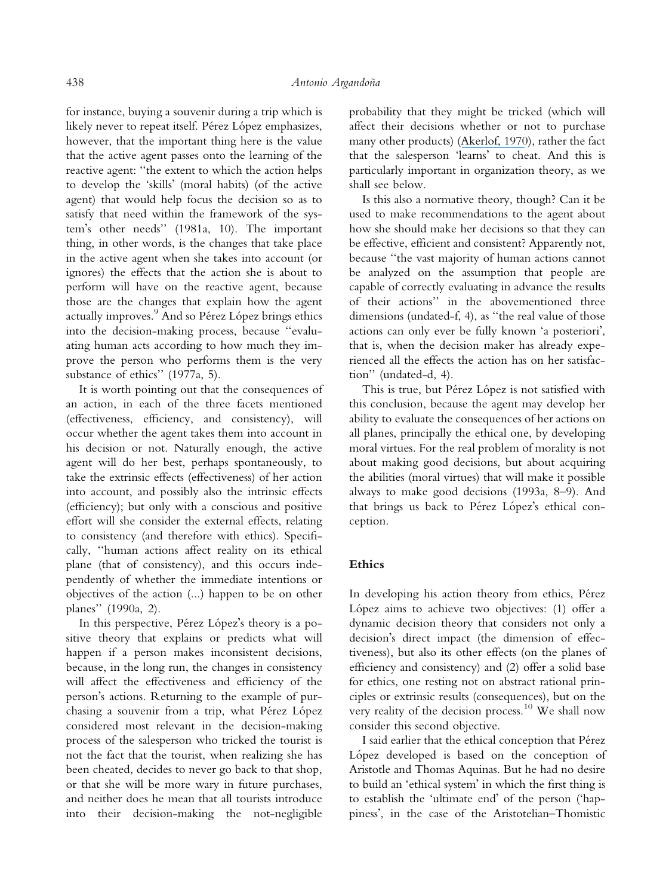for instance, buying a souvenir during a trip which is likely never to repeat itself. Pérez López emphasizes, however, that the important thing here is the value that the active agent passes onto the learning of the reactive agent: ''the extent to which the action helps to develop the 'skills' (moral habits) (of the active agent) that would help focus the decision so as to satisfy that need within the framework of the system's other needs'' (1981a, 10). The important thing, in other words, is the changes that take place in the active agent when she takes into account (or ignores) the effects that the action she is about to perform will have on the reactive agent, because those are the changes that explain how the agent actually improves.[9] And so Pérez López brings ethics into the decision-making process, because ''evaluating human acts according to how much they improve the person who performs them is the very substance of ethics'' (1977a, 5).

It is worth pointing out that the consequences of an action, in each of the three facets mentioned (effectiveness, efficiency, and consistency), will occur whether the agent takes them into account in his decision or not. Naturally enough, the active agent will do her best, perhaps spontaneously, to take the extrinsic effects (effectiveness) of her action into account, and possibly also the intrinsic effects (efficiency); but only with a conscious and positive effort will she consider the external effects, relating to consistency (and therefore with ethics). Specifically, ''human actions affect reality on its ethical plane (that of consistency), and this occurs independently of whether the immediate intentions or objectives of the action (...) happen to be on other planes'' (1990a, 2).

In this perspective, Pérez López's theory is a positive theory that explains or predicts what will happen if a person makes inconsistent decisions, because, in the long run, the changes in consistency will affect the effectiveness and efficiency of the person's actions. Returning to the example of purchasing a souvenir from a trip, what Pérez López considered most relevant in the decision-making process of the salesperson who tricked the tourist is not the fact that the tourist, when realizing she has been cheated, decides to never go back to that shop, or that she will be more wary in future purchases, and neither does he mean that all tourists introduce into their decision-making the not-negligible probability that they might be tricked (which will affect their decisions whether or not to purchase many other products) (Akerlof, 1970), rather the fact that the salesperson 'learns' to cheat. And this is particularly important in organization theory, as we shall see below.

Is this also a normative theory, though? Can it be used to make recommendations to the agent about how she should make her decisions so that they can be effective, efficient and consistent? Apparently not, because ''the vast majority of human actions cannot be analyzed on the assumption that people are capable of correctly evaluating in advance the results of their actions'' in the abovementioned three dimensions (undated-f, 4), as ''the real value of those actions can only ever be fully known 'a posteriori', that is, when the decision maker has already experienced all the effects the action has on her satisfaction'' (undated-d, 4).

This is true, but Pérez López is not satisfied with this conclusion, because the agent may develop her ability to evaluate the consequences of her actions on all planes, principally the ethical one, by developing moral virtues. For the real problem of morality is not about making good decisions, but about acquiring the abilities (moral virtues) that will make it possible always to make good decisions (1993a, 8–9). And that brings us back to Pérez López's ethical conception.

## Ethics

In developing his action theory from ethics, Pérez López aims to achieve two objectives: (1) offer a dynamic decision theory that considers not only a decision's direct impact (the dimension of effectiveness), but also its other effects (on the planes of efficiency and consistency) and (2) offer a solid base for ethics, one resting not on abstract rational principles or extrinsic results (consequences), but on the very reality of the decision process.[10] We shall now consider this second objective.

I said earlier that the ethical conception that Pérez López developed is based on the conception of Aristotle and Thomas Aquinas. But he had no desire to build an 'ethical system' in which the first thing is to establish the 'ultimate end' of the person ('happiness', in the case of the Aristotelian–Thomistic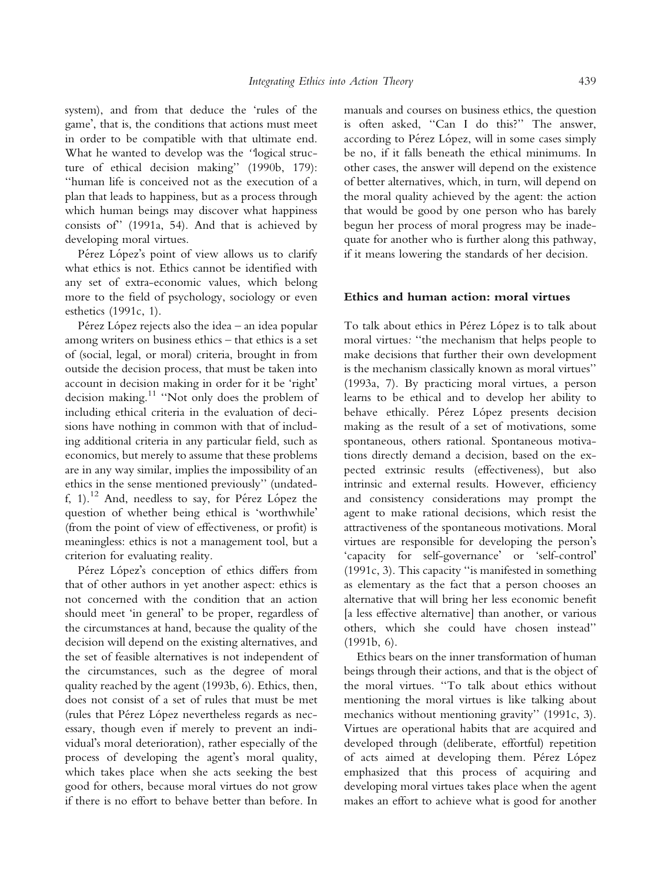system), and from that deduce the 'rules of the game', that is, the conditions that actions must meet in order to be compatible with that ultimate end. What he wanted to develop was the "logical structure of ethical decision making" (1990b, 179): "human life is conceived not as the execution of a plan that leads to happiness, but as a process through which human beings may discover what happiness consists of" (1991a, 54). And that is achieved by developing moral virtues.

Pérez López's point of view allows us to clarify what ethics is not. Ethics cannot be identified with any set of extra-economic values, which belong more to the field of psychology, sociology or even esthetics (1991c, 1).

Pérez López rejects also the idea – an idea popular among writers on business ethics – that ethics is a set of (social, legal, or moral) criteria, brought in from outside the decision process, that must be taken into account in decision making in order for it be 'right' decision making.[11] "Not only does the problem of including ethical criteria in the evaluation of decisions have nothing in common with that of including additional criteria in any particular field, such as economics, but merely to assume that these problems are in any way similar, implies the impossibility of an ethics in the sense mentioned previously" (undated-f, 1).[12] And, needless to say, for Pérez López the question of whether being ethical is 'worthwhile' (from the point of view of effectiveness, or profit) is meaningless: ethics is not a management tool, but a criterion for evaluating reality.

Pérez López's conception of ethics differs from that of other authors in yet another aspect: ethics is not concerned with the condition that an action should meet 'in general' to be proper, regardless of the circumstances at hand, because the quality of the decision will depend on the existing alternatives, and the set of feasible alternatives is not independent of the circumstances, such as the degree of moral quality reached by the agent (1993b, 6). Ethics, then, does not consist of a set of rules that must be met (rules that Pérez López nevertheless regards as necessary, though even if merely to prevent an individual's moral deterioration), rather especially of the process of developing the agent's moral quality, which takes place when she acts seeking the best good for others, because moral virtues do not grow if there is no effort to behave better than before. In manuals and courses on business ethics, the question is often asked, "Can I do this?" The answer, according to Pérez López, will in some cases simply be no, if it falls beneath the ethical minimums. In other cases, the answer will depend on the existence of better alternatives, which, in turn, will depend on the moral quality achieved by the agent: the action that would be good by one person who has barely begun her process of moral progress may be inadequate for another who is further along this pathway, if it means lowering the standards of her decision.

## Ethics and human action: moral virtues

To talk about ethics in Pérez López is to talk about moral virtues*:* "the mechanism that helps people to make decisions that further their own development is the mechanism classically known as moral virtues" (1993a, 7). By practicing moral virtues, a person learns to be ethical and to develop her ability to behave ethically. Pérez López presents decision making as the result of a set of motivations, some spontaneous, others rational. Spontaneous motivations directly demand a decision, based on the expected extrinsic results (effectiveness), but also intrinsic and external results. However, efficiency and consistency considerations may prompt the agent to make rational decisions, which resist the attractiveness of the spontaneous motivations. Moral virtues are responsible for developing the person's 'capacity for self-governance' or 'self-control' (1991c, 3). This capacity "is manifested in something as elementary as the fact that a person chooses an alternative that will bring her less economic benefit [a less effective alternative] than another, or various others, which she could have chosen instead" (1991b, 6).

Ethics bears on the inner transformation of human beings through their actions, and that is the object of the moral virtues. "To talk about ethics without mentioning the moral virtues is like talking about mechanics without mentioning gravity" (1991c, 3). Virtues are operational habits that are acquired and developed through (deliberate, effortful) repetition of acts aimed at developing them. Pérez López emphasized that this process of acquiring and developing moral virtues takes place when the agent makes an effort to achieve what is good for another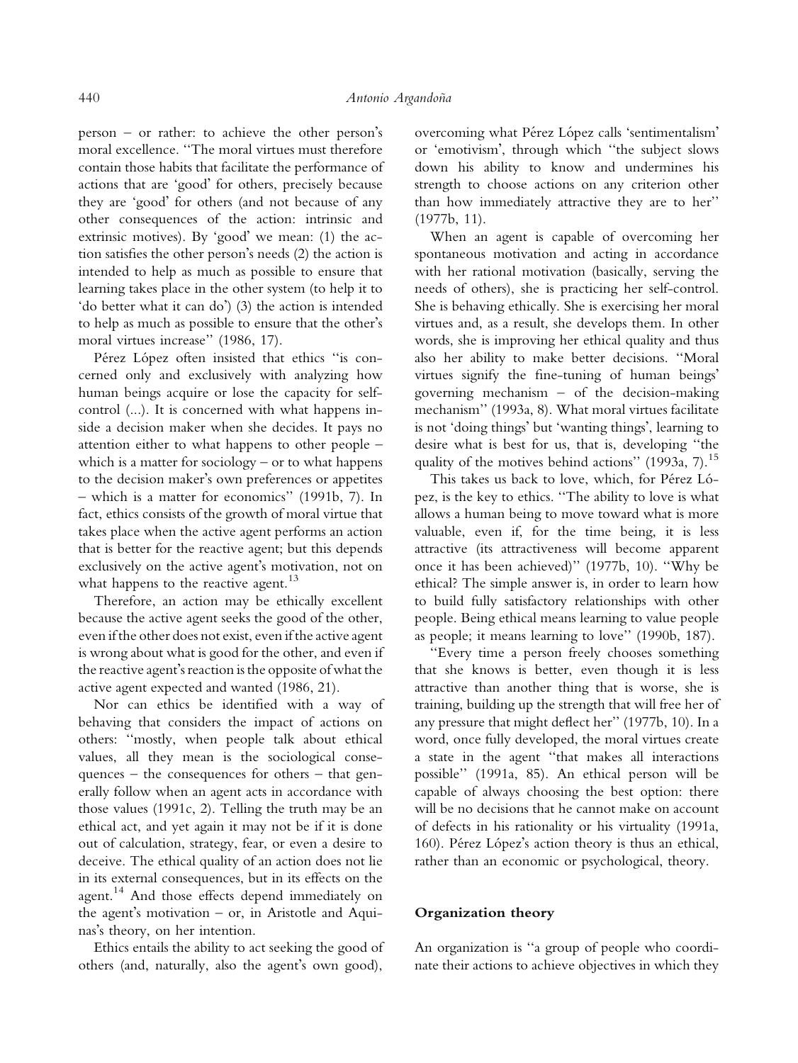person – or rather: to achieve the other person's moral excellence. ''The moral virtues must therefore contain those habits that facilitate the performance of actions that are 'good' for others, precisely because they are 'good' for others (and not because of any other consequences of the action: intrinsic and extrinsic motives). By 'good' we mean: (1) the action satisfies the other person's needs (2) the action is intended to help as much as possible to ensure that learning takes place in the other system (to help it to 'do better what it can do') (3) the action is intended to help as much as possible to ensure that the other's moral virtues increase'' (1986, 17).

Pérez López often insisted that ethics ''is concerned only and exclusively with analyzing how human beings acquire or lose the capacity for self-control (...). It is concerned with what happens inside a decision maker when she decides. It pays no attention either to what happens to other people – which is a matter for sociology – or to what happens to the decision maker's own preferences or appetites – which is a matter for economics'' (1991b, 7). In fact, ethics consists of the growth of moral virtue that takes place when the active agent performs an action that is better for the reactive agent; but this depends exclusively on the active agent's motivation, not on what happens to the reactive agent.[13]

Therefore, an action may be ethically excellent because the active agent seeks the good of the other, even if the other does not exist, even if the active agent is wrong about what is good for the other, and even if the reactive agent's reaction is the opposite of what the active agent expected and wanted (1986, 21).

Nor can ethics be identified with a way of behaving that considers the impact of actions on others: ''mostly, when people talk about ethical values, all they mean is the sociological consequences – the consequences for others – that generally follow when an agent acts in accordance with those values (1991c, 2). Telling the truth may be an ethical act, and yet again it may not be if it is done out of calculation, strategy, fear, or even a desire to deceive. The ethical quality of an action does not lie in its external consequences, but in its effects on the agent.[14] And those effects depend immediately on the agent's motivation – or, in Aristotle and Aquinas's theory, on her intention.

Ethics entails the ability to act seeking the good of others (and, naturally, also the agent's own good), overcoming what Pérez López calls 'sentimentalism' or 'emotivism', through which ''the subject slows down his ability to know and undermines his strength to choose actions on any criterion other than how immediately attractive they are to her'' (1977b, 11).

When an agent is capable of overcoming her spontaneous motivation and acting in accordance with her rational motivation (basically, serving the needs of others), she is practicing her self-control. She is behaving ethically. She is exercising her moral virtues and, as a result, she develops them. In other words, she is improving her ethical quality and thus also her ability to make better decisions. ''Moral virtues signify the fine-tuning of human beings' governing mechanism – of the decision-making mechanism'' (1993a, 8). What moral virtues facilitate is not 'doing things' but 'wanting things', learning to desire what is best for us, that is, developing ''the quality of the motives behind actions'' (1993a, 7).[15]

This takes us back to love, which, for Pérez López, is the key to ethics. ''The ability to love is what allows a human being to move toward what is more valuable, even if, for the time being, it is less attractive (its attractiveness will become apparent once it has been achieved)'' (1977b, 10). ''Why be ethical? The simple answer is, in order to learn how to build fully satisfactory relationships with other people. Being ethical means learning to value people as people; it means learning to love'' (1990b, 187).

''Every time a person freely chooses something that she knows is better, even though it is less attractive than another thing that is worse, she is training, building up the strength that will free her of any pressure that might deflect her'' (1977b, 10). In a word, once fully developed, the moral virtues create a state in the agent ''that makes all interactions possible'' (1991a, 85). An ethical person will be capable of always choosing the best option: there will be no decisions that he cannot make on account of defects in his rationality or his virtuality (1991a, 160). Pérez López's action theory is thus an ethical, rather than an economic or psychological, theory.

## Organization theory

An organization is ''a group of people who coordinate their actions to achieve objectives in which they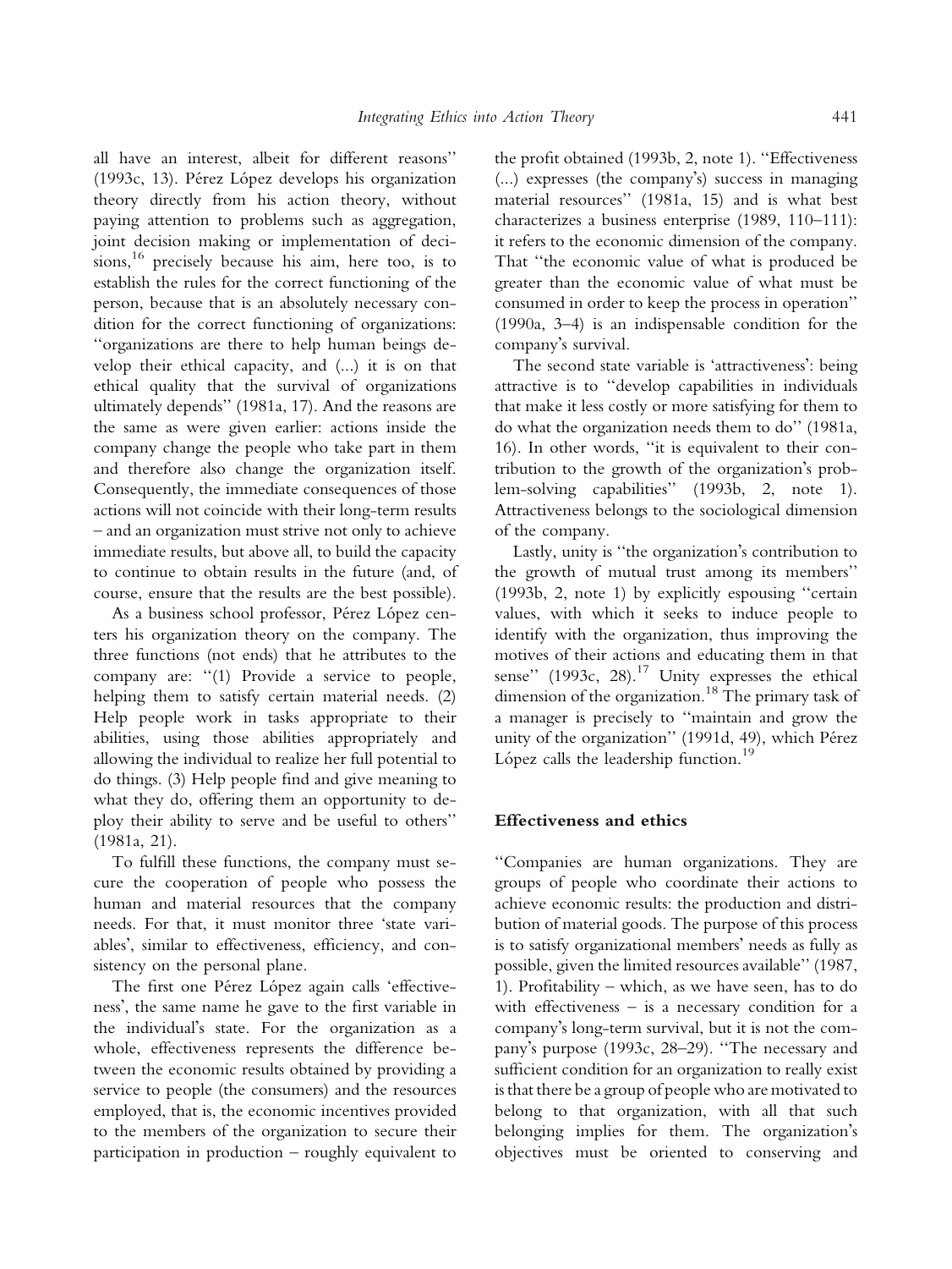all have an interest, albeit for different reasons'' (1993c, 13). Pérez López develops his organization theory directly from his action theory, without paying attention to problems such as aggregation, joint decision making or implementation of decisions,[16] precisely because his aim, here too, is to establish the rules for the correct functioning of the person, because that is an absolutely necessary condition for the correct functioning of organizations: ''organizations are there to help human beings develop their ethical capacity, and (...) it is on that ethical quality that the survival of organizations ultimately depends'' (1981a, 17). And the reasons are the same as were given earlier: actions inside the company change the people who take part in them and therefore also change the organization itself. Consequently, the immediate consequences of those actions will not coincide with their long-term results – and an organization must strive not only to achieve immediate results, but above all, to build the capacity to continue to obtain results in the future (and, of course, ensure that the results are the best possible).

As a business school professor, Pérez López centers his organization theory on the company. The three functions (not ends) that he attributes to the company are: ''(1) Provide a service to people, helping them to satisfy certain material needs. (2) Help people work in tasks appropriate to their abilities, using those abilities appropriately and allowing the individual to realize her full potential to do things. (3) Help people find and give meaning to what they do, offering them an opportunity to deploy their ability to serve and be useful to others'' (1981a, 21).

To fulfill these functions, the company must secure the cooperation of people who possess the human and material resources that the company needs. For that, it must monitor three 'state variables', similar to effectiveness, efficiency, and consistency on the personal plane.

The first one Pérez López again calls 'effectiveness', the same name he gave to the first variable in the individual's state. For the organization as a whole, effectiveness represents the difference between the economic results obtained by providing a service to people (the consumers) and the resources employed, that is, the economic incentives provided to the members of the organization to secure their participation in production – roughly equivalent to the profit obtained (1993b, 2, note 1). ''Effectiveness (...) expresses (the company's) success in managing material resources'' (1981a, 15) and is what best characterizes a business enterprise (1989, 110–111): it refers to the economic dimension of the company. That ''the economic value of what is produced be greater than the economic value of what must be consumed in order to keep the process in operation'' (1990a, 3–4) is an indispensable condition for the company's survival.

The second state variable is 'attractiveness': being attractive is to ''develop capabilities in individuals that make it less costly or more satisfying for them to do what the organization needs them to do'' (1981a, 16). In other words, ''it is equivalent to their contribution to the growth of the organization's problem-solving capabilities'' (1993b, 2, note 1). Attractiveness belongs to the sociological dimension of the company.

Lastly, unity is ''the organization's contribution to the growth of mutual trust among its members'' (1993b, 2, note 1) by explicitly espousing ''certain values, with which it seeks to induce people to identify with the organization, thus improving the motives of their actions and educating them in that sense'' (1993c, 28).[17] Unity expresses the ethical dimension of the organization.[18] The primary task of a manager is precisely to ''maintain and grow the unity of the organization'' (1991d, 49), which Pérez López calls the leadership function.[19]

## Effectiveness and ethics

''Companies are human organizations. They are groups of people who coordinate their actions to achieve economic results: the production and distribution of material goods. The purpose of this process is to satisfy organizational members' needs as fully as possible, given the limited resources available'' (1987, 1). Profitability – which, as we have seen, has to do with effectiveness – is a necessary condition for a company's long-term survival, but it is not the company's purpose (1993c, 28–29). ''The necessary and sufficient condition for an organization to really exist is that there be a group of people who are motivated to belong to that organization, with all that such belonging implies for them. The organization's objectives must be oriented to conserving and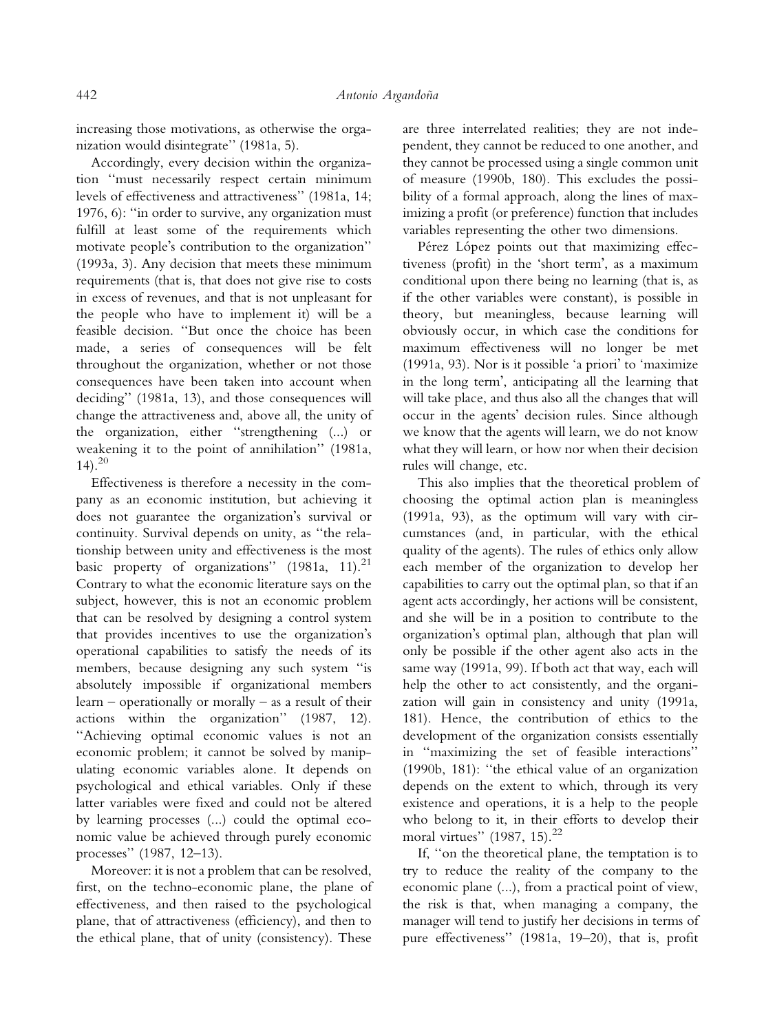increasing those motivations, as otherwise the organization would disintegrate'' (1981a, 5).

Accordingly, every decision within the organization ''must necessarily respect certain minimum levels of effectiveness and attractiveness'' (1981a, 14; 1976, 6): ''in order to survive, any organization must fulfill at least some of the requirements which motivate people's contribution to the organization'' (1993a, 3). Any decision that meets these minimum requirements (that is, that does not give rise to costs in excess of revenues, and that is not unpleasant for the people who have to implement it) will be a feasible decision. ''But once the choice has been made, a series of consequences will be felt throughout the organization, whether or not those consequences have been taken into account when deciding'' (1981a, 13), and those consequences will change the attractiveness and, above all, the unity of the organization, either ''strengthening (...) or weakening it to the point of annihilation'' (1981a, 14).[20]

Effectiveness is therefore a necessity in the company as an economic institution, but achieving it does not guarantee the organization's survival or continuity. Survival depends on unity, as ''the relationship between unity and effectiveness is the most basic property of organizations'' (1981a, 11).[21] Contrary to what the economic literature says on the subject, however, this is not an economic problem that can be resolved by designing a control system that provides incentives to use the organization's operational capabilities to satisfy the needs of its members, because designing any such system ''is absolutely impossible if organizational members learn – operationally or morally – as a result of their actions within the organization'' (1987, 12). ''Achieving optimal economic values is not an economic problem; it cannot be solved by manipulating economic variables alone. It depends on psychological and ethical variables. Only if these latter variables were fixed and could not be altered by learning processes (...) could the optimal economic value be achieved through purely economic processes'' (1987, 12–13).

Moreover: it is not a problem that can be resolved, first, on the techno-economic plane, the plane of effectiveness, and then raised to the psychological plane, that of attractiveness (efficiency), and then to the ethical plane, that of unity (consistency). These are three interrelated realities; they are not independent, they cannot be reduced to one another, and they cannot be processed using a single common unit of measure (1990b, 180). This excludes the possibility of a formal approach, along the lines of maximizing a profit (or preference) function that includes variables representing the other two dimensions.

Pérez López points out that maximizing effectiveness (profit) in the 'short term', as a maximum conditional upon there being no learning (that is, as if the other variables were constant), is possible in theory, but meaningless, because learning will obviously occur, in which case the conditions for maximum effectiveness will no longer be met (1991a, 93). Nor is it possible 'a priori' to 'maximize in the long term', anticipating all the learning that will take place, and thus also all the changes that will occur in the agents' decision rules. Since although we know that the agents will learn, we do not know what they will learn, or how nor when their decision rules will change, etc.

This also implies that the theoretical problem of choosing the optimal action plan is meaningless (1991a, 93), as the optimum will vary with circumstances (and, in particular, with the ethical quality of the agents). The rules of ethics only allow each member of the organization to develop her capabilities to carry out the optimal plan, so that if an agent acts accordingly, her actions will be consistent, and she will be in a position to contribute to the organization's optimal plan, although that plan will only be possible if the other agent also acts in the same way (1991a, 99). If both act that way, each will help the other to act consistently, and the organization will gain in consistency and unity (1991a, 181). Hence, the contribution of ethics to the development of the organization consists essentially in ''maximizing the set of feasible interactions'' (1990b, 181): ''the ethical value of an organization depends on the extent to which, through its very existence and operations, it is a help to the people who belong to it, in their efforts to develop their moral virtues'' (1987, 15).[22]

If, ''on the theoretical plane, the temptation is to try to reduce the reality of the company to the economic plane (...), from a practical point of view, the risk is that, when managing a company, the manager will tend to justify her decisions in terms of pure effectiveness'' (1981a, 19–20), that is, profit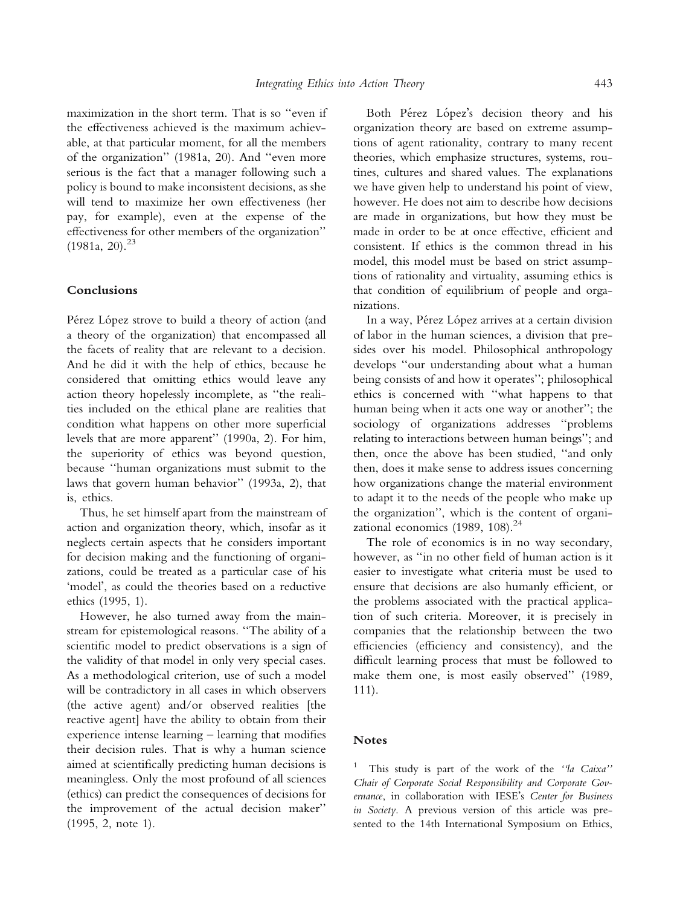maximization in the short term. That is so "even if the effectiveness achieved is the maximum achievable, at that particular moment, for all the members of the organization" (1981a, 20). And "even more serious is the fact that a manager following such a policy is bound to make inconsistent decisions, as she will tend to maximize her own effectiveness (her pay, for example), even at the expense of the effectiveness for other members of the organization" (1981a, 20).[23]

## Conclusions

Pérez López strove to build a theory of action (and a theory of the organization) that encompassed all the facets of reality that are relevant to a decision. And he did it with the help of ethics, because he considered that omitting ethics would leave any action theory hopelessly incomplete, as "the realities included on the ethical plane are realities that condition what happens on other more superficial levels that are more apparent" (1990a, 2). For him, the superiority of ethics was beyond question, because "human organizations must submit to the laws that govern human behavior" (1993a, 2), that is, ethics.

Thus, he set himself apart from the mainstream of action and organization theory, which, insofar as it neglects certain aspects that he considers important for decision making and the functioning of organizations, could be treated as a particular case of his 'model', as could the theories based on a reductive ethics (1995, 1).

However, he also turned away from the mainstream for epistemological reasons. "The ability of a scientific model to predict observations is a sign of the validity of that model in only very special cases. As a methodological criterion, use of such a model will be contradictory in all cases in which observers (the active agent) and/or observed realities [the reactive agent] have the ability to obtain from their experience intense learning – learning that modifies their decision rules. That is why a human science aimed at scientifically predicting human decisions is meaningless. Only the most profound of all sciences (ethics) can predict the consequences of decisions for the improvement of the actual decision maker" (1995, 2, note 1).

Both Pérez López's decision theory and his organization theory are based on extreme assumptions of agent rationality, contrary to many recent theories, which emphasize structures, systems, routines, cultures and shared values. The explanations we have given help to understand his point of view, however. He does not aim to describe how decisions are made in organizations, but how they must be made in order to be at once effective, efficient and consistent. If ethics is the common thread in his model, this model must be based on strict assumptions of rationality and virtuality, assuming ethics is that condition of equilibrium of people and organizations.

In a way, Pérez López arrives at a certain division of labor in the human sciences, a division that presides over his model. Philosophical anthropology develops "our understanding about what a human being consists of and how it operates"; philosophical ethics is concerned with "what happens to that human being when it acts one way or another"; the sociology of organizations addresses "problems relating to interactions between human beings"; and then, once the above has been studied, "and only then, does it make sense to address issues concerning how organizations change the material environment to adapt it to the needs of the people who make up the organization", which is the content of organizational economics (1989, 108).[24]

The role of economics is in no way secondary, however, as "in no other field of human action is it easier to investigate what criteria must be used to ensure that decisions are also humanly efficient, or the problems associated with the practical application of such criteria. Moreover, it is precisely in companies that the relationship between the two efficiencies (efficiency and consistency), and the difficult learning process that must be followed to make them one, is most easily observed" (1989, 111).

## Notes

[1] This study is part of the work of the *"la Caixa" Chair of Corporate Social Responsibility and Corporate Governance*, in collaboration with IESE's *Center for Business in Society*. A previous version of this article was presented to the 14th International Symposium on Ethics,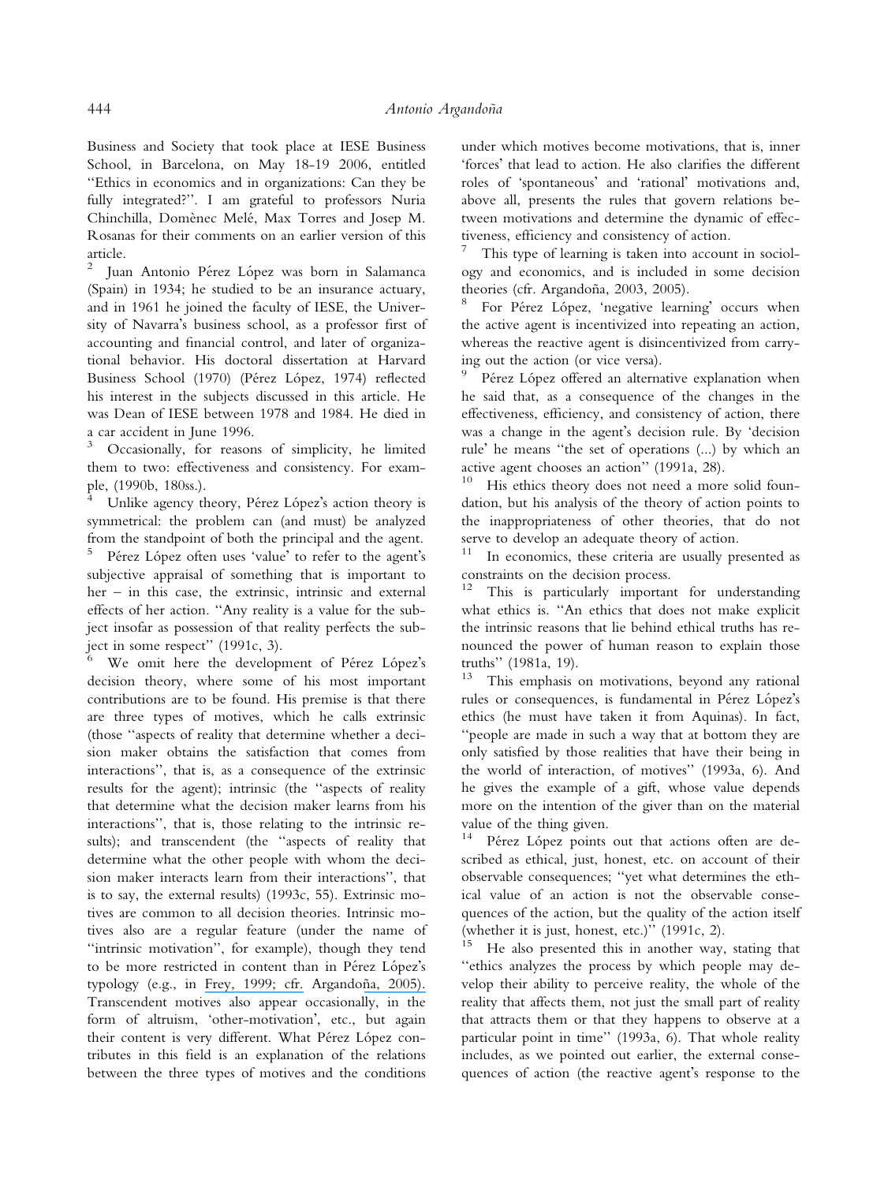Business and Society that took place at IESE Business School, in Barcelona, on May 18-19 2006, entitled "Ethics in economics and in organizations: Can they be fully integrated?". I am grateful to professors Nuria Chinchilla, Domènec Melé, Max Torres and Josep M. Rosanas for their comments on an earlier version of this article.

[2] Juan Antonio Pérez López was born in Salamanca (Spain) in 1934; he studied to be an insurance actuary, and in 1961 he joined the faculty of IESE, the University of Navarra's business school, as a professor first of accounting and financial control, and later of organizational behavior. His doctoral dissertation at Harvard Business School (1970) (Pérez López, 1974) reflected his interest in the subjects discussed in this article. He was Dean of IESE between 1978 and 1984. He died in a car accident in June 1996.

[3] Occasionally, for reasons of simplicity, he limited them to two: effectiveness and consistency. For example, (1990b, 180ss.).

[4] Unlike agency theory, Pérez López's action theory is symmetrical: the problem can (and must) be analyzed from the standpoint of both the principal and the agent.

[5] Pérez López often uses 'value' to refer to the agent's subjective appraisal of something that is important to her – in this case, the extrinsic, intrinsic and external effects of her action. "Any reality is a value for the subject insofar as possession of that reality perfects the subject in some respect" (1991c, 3).

[6] We omit here the development of Pérez López's decision theory, where some of his most important contributions are to be found. His premise is that there are three types of motives, which he calls extrinsic (those "aspects of reality that determine whether a decision maker obtains the satisfaction that comes from interactions", that is, as a consequence of the extrinsic results for the agent); intrinsic (the "aspects of reality that determine what the decision maker learns from his interactions", that is, those relating to the intrinsic results); and transcendent (the "aspects of reality that determine what the other people with whom the decision maker interacts learn from their interactions", that is to say, the external results) (1993c, 55). Extrinsic motives are common to all decision theories. Intrinsic motives also are a regular feature (under the name of "intrinsic motivation", for example), though they tend to be more restricted in content than in Pérez López's typology (e.g., in Frey, 1999; cfr. Argandoña, 2005). Transcendent motives also appear occasionally, in the form of altruism, 'other-motivation', etc., but again their content is very different. What Pérez López contributes in this field is an explanation of the relations between the three types of motives and the conditions under which motives become motivations, that is, inner 'forces' that lead to action. He also clarifies the different roles of 'spontaneous' and 'rational' motivations and, above all, presents the rules that govern relations between motivations and determine the dynamic of effectiveness, efficiency and consistency of action.

[7] This type of learning is taken into account in sociology and economics, and is included in some decision theories (cfr. Argandoña, 2003, 2005).

[8] For Pérez López, 'negative learning' occurs when the active agent is incentivized into repeating an action, whereas the reactive agent is disincentivized from carrying out the action (or vice versa).

[9] Pérez López offered an alternative explanation when he said that, as a consequence of the changes in the effectiveness, efficiency, and consistency of action, there was a change in the agent's decision rule. By 'decision rule' he means "the set of operations (...) by which an active agent chooses an action" (1991a, 28).

[10] His ethics theory does not need a more solid foundation, but his analysis of the theory of action points to the inappropriateness of other theories, that do not serve to develop an adequate theory of action.

[11] In economics, these criteria are usually presented as constraints on the decision process.

[12] This is particularly important for understanding what ethics is. "An ethics that does not make explicit the intrinsic reasons that lie behind ethical truths has renounced the power of human reason to explain those truths" (1981a, 19).

[13] This emphasis on motivations, beyond any rational rules or consequences, is fundamental in Pérez López's ethics (he must have taken it from Aquinas). In fact, "people are made in such a way that at bottom they are only satisfied by those realities that have their being in the world of interaction, of motives" (1993a, 6). And he gives the example of a gift, whose value depends more on the intention of the giver than on the material value of the thing given.

[14] Pérez López points out that actions often are described as ethical, just, honest, etc. on account of their observable consequences; "yet what determines the ethical value of an action is not the observable consequences of the action, but the quality of the action itself (whether it is just, honest, etc.)" (1991c, 2).

[15] He also presented this in another way, stating that "ethics analyzes the process by which people may develop their ability to perceive reality, the whole of the reality that affects them, not just the small part of reality that attracts them or that they happens to observe at a particular point in time" (1993a, 6). That whole reality includes, as we pointed out earlier, the external consequences of action (the reactive agent's response to the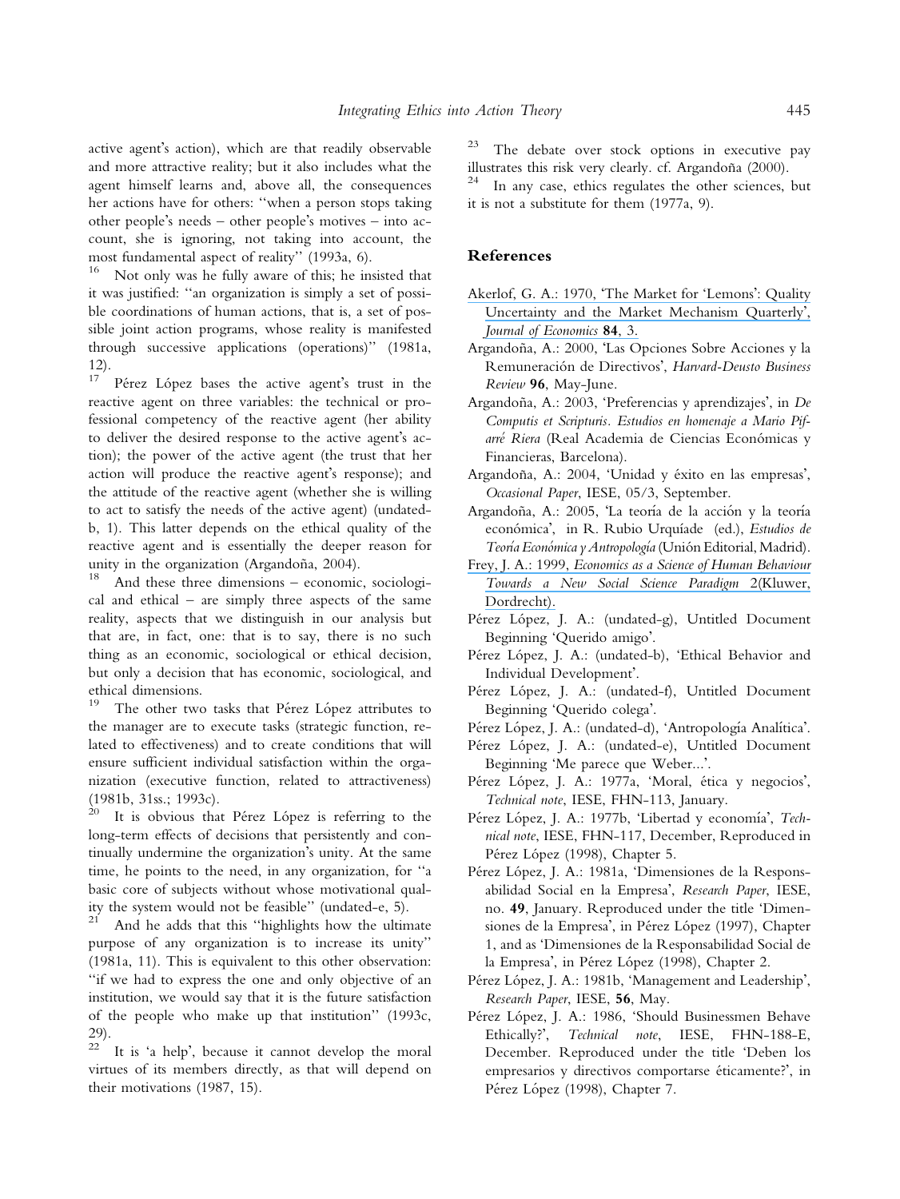active agent's action), which are that readily observable and more attractive reality; but it also includes what the agent himself learns and, above all, the consequences her actions have for others: "when a person stops taking other people's needs – other people's motives – into account, she is ignoring, not taking into account, the most fundamental aspect of reality" (1993a, 6).

[16] Not only was he fully aware of this; he insisted that it was justified: "an organization is simply a set of possible coordinations of human actions, that is, a set of possible joint action programs, whose reality is manifested through successive applications (operations)" (1981a, 12).

[17] Pérez López bases the active agent's trust in the reactive agent on three variables: the technical or professional competency of the reactive agent (her ability to deliver the desired response to the active agent's action); the power of the active agent (the trust that her action will produce the reactive agent's response); and the attitude of the reactive agent (whether she is willing to act to satisfy the needs of the active agent) (undated-b, 1). This latter depends on the ethical quality of the reactive agent and is essentially the deeper reason for unity in the organization (Argandoña, 2004).

[18] And these three dimensions – economic, sociological and ethical – are simply three aspects of the same reality, aspects that we distinguish in our analysis but that are, in fact, one: that is to say, there is no such thing as an economic, sociological or ethical decision, but only a decision that has economic, sociological, and ethical dimensions.

[19] The other two tasks that Pérez López attributes to the manager are to execute tasks (strategic function, related to effectiveness) and to create conditions that will ensure sufficient individual satisfaction within the organization (executive function, related to attractiveness) (1981b, 31ss.; 1993c).

[20] It is obvious that Pérez López is referring to the long-term effects of decisions that persistently and continually undermine the organization's unity. At the same time, he points to the need, in any organization, for "a basic core of subjects without whose motivational quality the system would not be feasible" (undated-e, 5).

[21] And he adds that this "highlights how the ultimate purpose of any organization is to increase its unity" (1981a, 11). This is equivalent to this other observation: "if we had to express the one and only objective of an institution, we would say that it is the future satisfaction of the people who make up that institution" (1993c, 29).

[22] It is 'a help', because it cannot develop the moral virtues of its members directly, as that will depend on their motivations (1987, 15).

[23] The debate over stock options in executive pay illustrates this risk very clearly. cf. Argandoña (2000).

[24] In any case, ethics regulates the other sciences, but it is not a substitute for them (1977a, 9).

## References

Akerlof, G. A.: 1970, 'The Market for 'Lemons': Quality Uncertainty and the Market Mechanism Quarterly', *Journal of Economics* **84**, 3.

Argandoña, A.: 2000, 'Las Opciones Sobre Acciones y la Remuneración de Directivos', *Harvard-Deusto Business Review* **96**, May-June.

Argandoña, A.: 2003, 'Preferencias y aprendizajes', in *De Computis et Scripturis. Estudios en homenaje a Mario Piffarré Riera* (Real Academia de Ciencias Económicas y Financieras, Barcelona).

Argandoña, A.: 2004, 'Unidad y éxito en las empresas', *Occasional Paper*, IESE, 05/3, September.

Argandoña, A.: 2005, 'La teoría de la acción y la teoría económica', in R. Rubio Urquíade (ed.), *Estudios de Teoría Económica y Antropología* (Unión Editorial, Madrid).

Frey, J. A.: 1999, *Economics as a Science of Human Behaviour Towards a New Social Science Paradigm* 2(Kluwer, Dordrecht).

Pérez López, J. A.: (undated-g), Untitled Document Beginning 'Querido amigo'.

Pérez López, J. A.: (undated-b), 'Ethical Behavior and Individual Development'.

Pérez López, J. A.: (undated-f), Untitled Document Beginning 'Querido colega'.

Pérez López, J. A.: (undated-d), 'Antropología Analítica'.

Pérez López, J. A.: (undated-e), Untitled Document Beginning 'Me parece que Weber...'.

Pérez López, J. A.: 1977a, 'Moral, ética y negocios', *Technical note*, IESE, FHN-113, January.

Pérez López, J. A.: 1977b, 'Libertad y economía', *Technical note*, IESE, FHN-117, December, Reproduced in Pérez López (1998), Chapter 5.

Pérez López, J. A.: 1981a, 'Dimensiones de la Responsabilidad Social en la Empresa', *Research Paper*, IESE, no. **49**, January. Reproduced under the title 'Dimensiones de la Empresa', in Pérez López (1997), Chapter 1, and as 'Dimensiones de la Responsabilidad Social de la Empresa', in Pérez López (1998), Chapter 2.

Pérez López, J. A.: 1981b, 'Management and Leadership', *Research Paper*, IESE, **56**, May.

Pérez López, J. A.: 1986, 'Should Businessmen Behave Ethically?', *Technical note*, IESE, FHN-188-E, December. Reproduced under the title 'Deben los empresarios y directivos comportarse éticamente?', in Pérez López (1998), Chapter 7.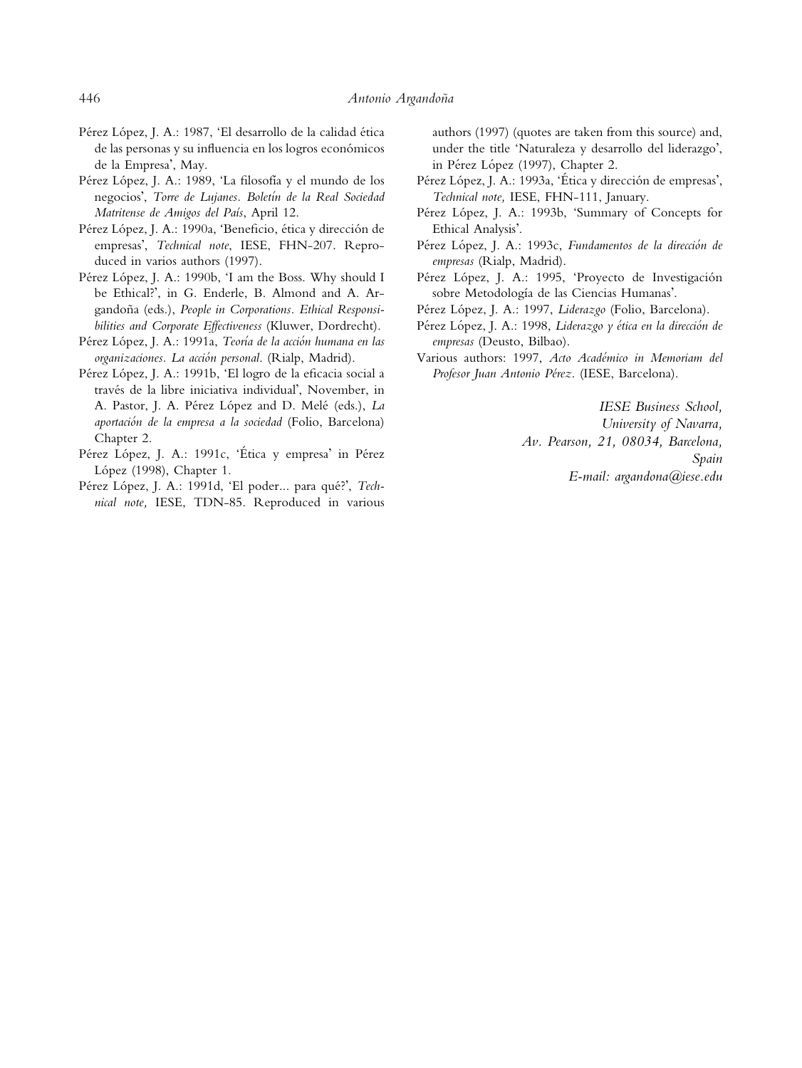Pérez López, J. A.: 1987, 'El desarrollo de la calidad ética de las personas y su influencia en los logros económicos de la Empresa', May.

Pérez López, J. A.: 1989, 'La filosofía y el mundo de los negocios', *Torre de Lujanes. Boletín de la Real Sociedad Matritense de Amigos del País*, April 12.

Pérez López, J. A.: 1990a, 'Beneficio, ética y dirección de empresas', *Technical note*, IESE, FHN-207. Reproduced in varios authors (1997).

Pérez López, J. A.: 1990b, 'I am the Boss. Why should I be Ethical?', in G. Enderle, B. Almond and A. Argandoña (eds.), *People in Corporations. Ethical Responsibilities and Corporate Effectiveness* (Kluwer, Dordrecht).

Pérez López, J. A.: 1991a, *Teoría de la acción humana en las organizaciones. La acción personal*. (Rialp, Madrid).

Pérez López, J. A.: 1991b, 'El logro de la eficacia social a través de la libre iniciativa individual', November, in A. Pastor, J. A. Pérez López and D. Melé (eds.), *La aportación de la empresa a la sociedad* (Folio, Barcelona) Chapter 2.

Pérez López, J. A.: 1991c, 'Ética y empresa' in Pérez López (1998), Chapter 1.

Pérez López, J. A.: 1991d, 'El poder... para qué?', *Technical note,* IESE, TDN-85. Reproduced in various authors (1997) (quotes are taken from this source) and, under the title 'Naturaleza y desarrollo del liderazgo', in Pérez López (1997), Chapter 2.

Pérez López, J. A.: 1993a, 'Ética y dirección de empresas', *Technical note,* IESE, FHN-111, January.

Pérez López, J. A.: 1993b, 'Summary of Concepts for Ethical Analysis'.

Pérez López, J. A.: 1993c, *Fundamentos de la dirección de empresas* (Rialp, Madrid).

Pérez López, J. A.: 1995, 'Proyecto de Investigación sobre Metodología de las Ciencias Humanas'.

Pérez López, J. A.: 1997, *Liderazgo* (Folio, Barcelona).

Pérez López, J. A.: 1998, *Liderazgo y ética en la dirección de empresas* (Deusto, Bilbao).

Various authors: 1997, *Acto Académico in Memoriam del Profesor Juan Antonio Pérez*. (IESE, Barcelona).

*IESE Business School,*
*University of Navarra,*
*Av. Pearson, 21, 08034, Barcelona,*
*Spain*
*E-mail: argandona@iese.edu*